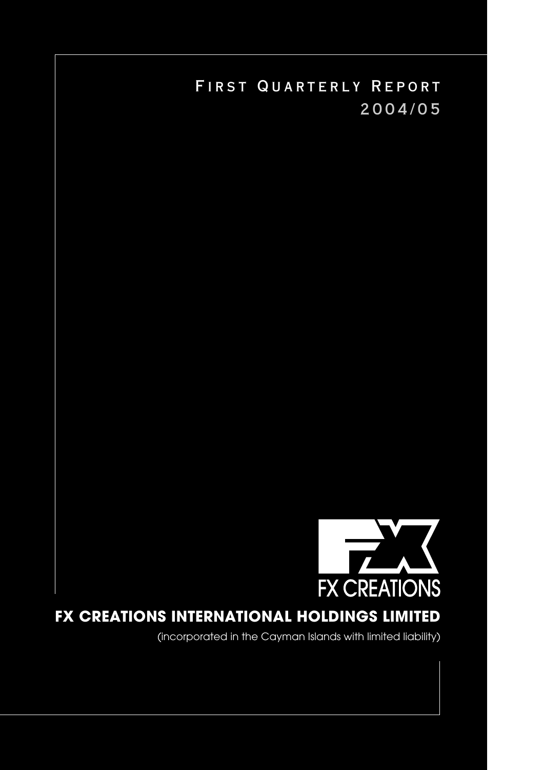# FIRST QUARTERLY REPORT 2004/05

FX CREATIONS

## FX CREATIONS INTERNATIONAL HOLDINGS LIMITED

(incorporated in the Cayman Islands with limited liability)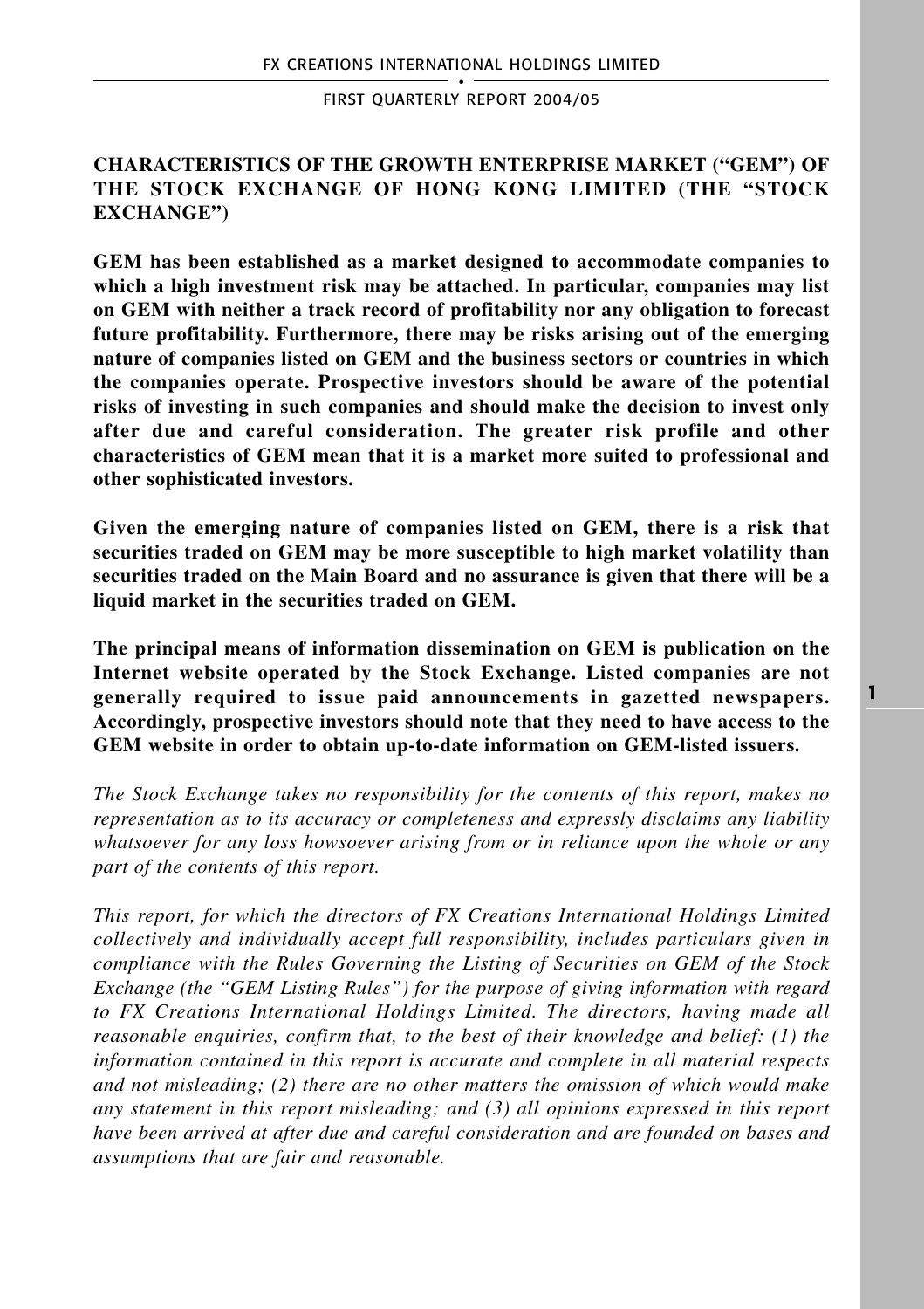## CHARACTERISTICS OF THE GROWTH ENTERPRISE MARKET ("GEM") OF THE STOCK EXCHANGE OF HONG KONG LIMITED (THE "STOCK EXCHANGE")

**GEM has been established as a market designed to accommodate companies to which a high investment risk may be attached. In particular, companies may list on GEM with neither a track record of profitability nor any obligation to forecast future profitability. Furthermore, there may be risks arising out of the emerging nature of companies listed on GEM and the business sectors or countries in which the companies operate. Prospective investors should be aware of the potential risks of investing in such companies and should make the decision to invest only after due and careful consideration. The greater risk profile and other characteristics of GEM mean that it is a market more suited to professional and other sophisticated investors.**

**Given the emerging nature of companies listed on GEM, there is a risk that securities traded on GEM may be more susceptible to high market volatility than securities traded on the Main Board and no assurance is given that there will be a liquid market in the securities traded on GEM.**

**The principal means of information dissemination on GEM is publication on the Internet website operated by the Stock Exchange. Listed companies are not generally required to issue paid announcements in gazetted newspapers. Accordingly, prospective investors should note that they need to have access to the GEM website in order to obtain up-to-date information on GEM-listed issuers.**

*The Stock Exchange takes no responsibility for the contents of this report, makes no representation as to its accuracy or completeness and expressly disclaims any liability whatsoever for any loss howsoever arising from or in reliance upon the whole or any part of the contents of this report.*

*This report, for which the directors of FX Creations International Holdings Limited collectively and individually accept full responsibility, includes particulars given in compliance with the Rules Governing the Listing of Securities on GEM of the Stock Exchange (the "GEM Listing Rules") for the purpose of giving information with regard to FX Creations International Holdings Limited. The directors, having made all reasonable enquiries, confirm that, to the best of their knowledge and belief: (1) the information contained in this report is accurate and complete in all material respects and not misleading; (2) there are no other matters the omission of which would make any statement in this report misleading; and (3) all opinions expressed in this report have been arrived at after due and careful consideration and are founded on bases and assumptions that are fair and reasonable.*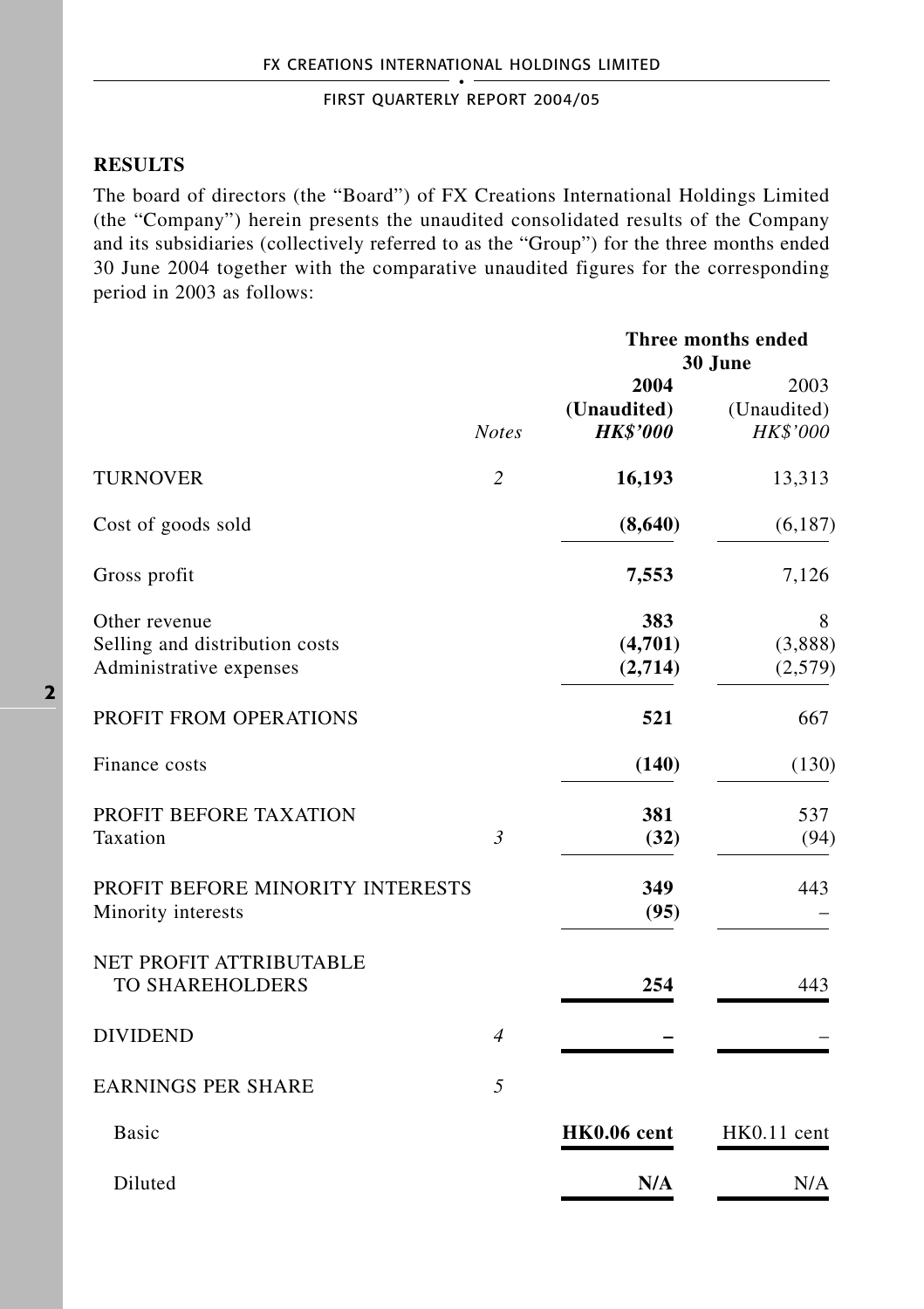## RESULTS

The board of directors (the "Board") of FX Creations International Holdings Limited (the "Company") herein presents the unaudited consolidated results of the Company and its subsidiaries (collectively referred to as the "Group") for the three months ended 30 June 2004 together with the comparative unaudited figures for the corresponding period in 2003 as follows:

| | | Three months ended 30 June | |
|---|---|---|---|
| | | **2004** | 2003 |
| | | **(Unaudited)** | (Unaudited) |
| | *Notes* | ***HK$'000*** | *HK$'000* |
| TURNOVER | *2* | **16,193** | 13,313 |
| Cost of goods sold | | **(8,640)** | (6,187) |
| Gross profit | | **7,553** | 7,126 |
| Other revenue | | **383** | 8 |
| Selling and distribution costs | | **(4,701)** | (3,888) |
| Administrative expenses | | **(2,714)** | (2,579) |
| PROFIT FROM OPERATIONS | | **521** | 667 |
| Finance costs | | **(140)** | (130) |
| PROFIT BEFORE TAXATION | | **381** | 537 |
| Taxation | *3* | **(32)** | (94) |
| PROFIT BEFORE MINORITY INTERESTS | | **349** | 443 |
| Minority interests | | **(95)** | – |
| NET PROFIT ATTRIBUTABLE TO SHAREHOLDERS | | **254** | 443 |
| DIVIDEND | *4* | **–** | – |
| EARNINGS PER SHARE | *5* | | |
| Basic | | **HK0.06 cent** | HK0.11 cent |
| Diluted | | **N/A** | N/A |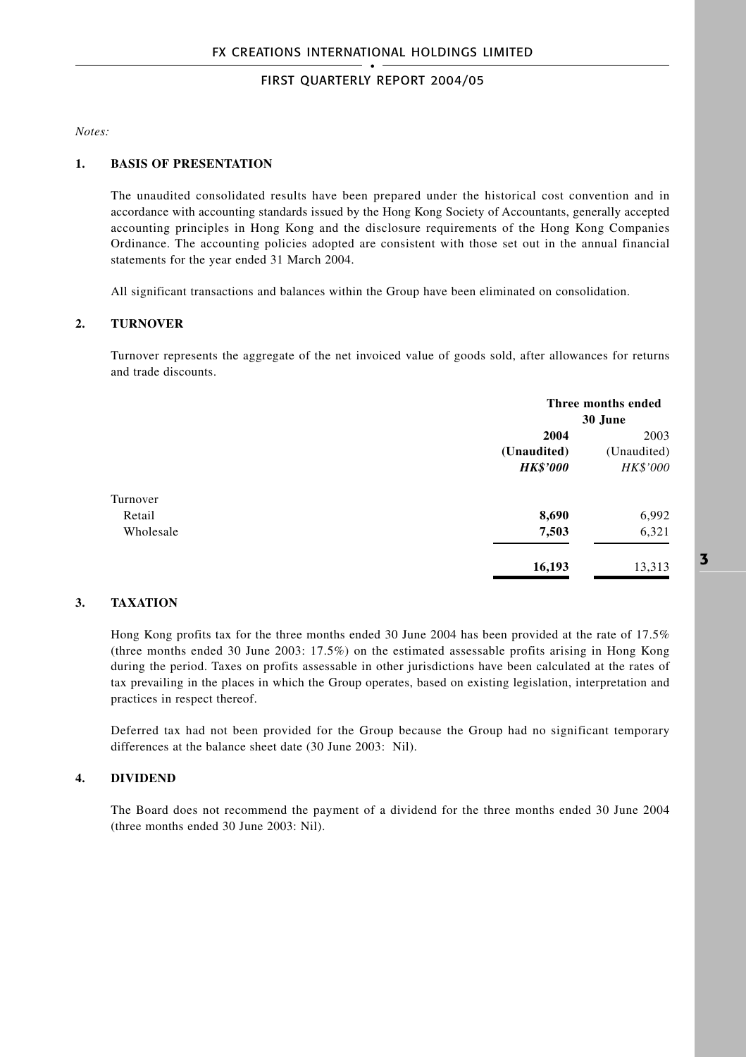*Notes:*

## 1. BASIS OF PRESENTATION

The unaudited consolidated results have been prepared under the historical cost convention and in accordance with accounting standards issued by the Hong Kong Society of Accountants, generally accepted accounting principles in Hong Kong and the disclosure requirements of the Hong Kong Companies Ordinance. The accounting policies adopted are consistent with those set out in the annual financial statements for the year ended 31 March 2004.

All significant transactions and balances within the Group have been eliminated on consolidation.

## 2. TURNOVER

Turnover represents the aggregate of the net invoiced value of goods sold, after allowances for returns and trade discounts.

| | **Three months ended 30 June** | |
|---|---|---|
| | **2004** | 2003 |
| | **(Unaudited)** | (Unaudited) |
| | ***HK$'000*** | *HK$'000* |
| Turnover | | |
| Retail | **8,690** | 6,992 |
| Wholesale | **7,503** | 6,321 |
| | **16,193** | 13,313 |

## 3. TAXATION

Hong Kong profits tax for the three months ended 30 June 2004 has been provided at the rate of 17.5% (three months ended 30 June 2003: 17.5%) on the estimated assessable profits arising in Hong Kong during the period. Taxes on profits assessable in other jurisdictions have been calculated at the rates of tax prevailing in the places in which the Group operates, based on existing legislation, interpretation and practices in respect thereof.

Deferred tax had not been provided for the Group because the Group had no significant temporary differences at the balance sheet date (30 June 2003: Nil).

## 4. DIVIDEND

The Board does not recommend the payment of a dividend for the three months ended 30 June 2004 (three months ended 30 June 2003: Nil).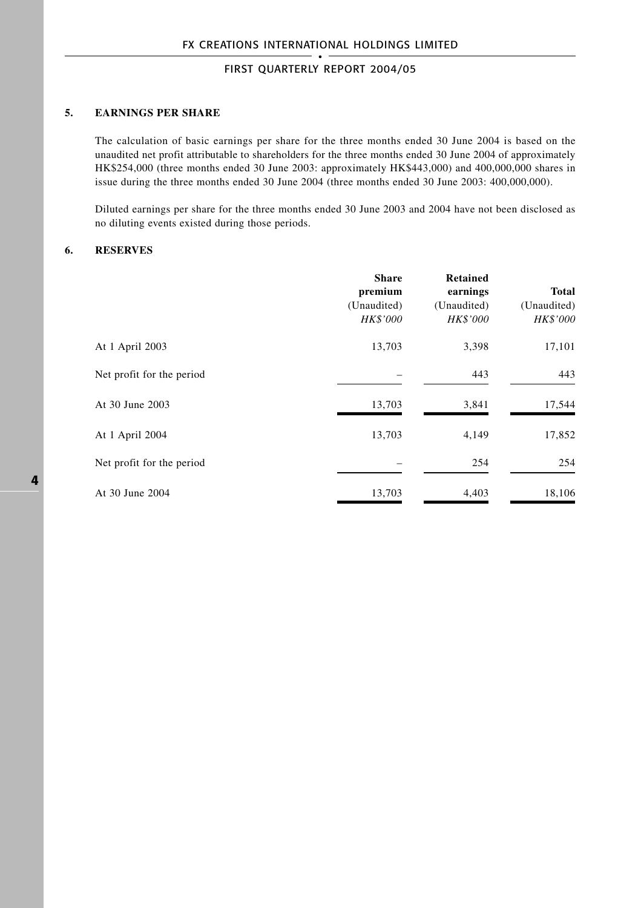## 5. EARNINGS PER SHARE

The calculation of basic earnings per share for the three months ended 30 June 2004 is based on the unaudited net profit attributable to shareholders for the three months ended 30 June 2004 of approximately HK$254,000 (three months ended 30 June 2003: approximately HK$443,000) and 400,000,000 shares in issue during the three months ended 30 June 2004 (three months ended 30 June 2003: 400,000,000).

Diluted earnings per share for the three months ended 30 June 2003 and 2004 have not been disclosed as no diluting events existed during those periods.

## 6. RESERVES

| | **Share premium** (Unaudited) *HK$'000* | **Retained earnings** (Unaudited) *HK$'000* | **Total** (Unaudited) *HK$'000* |
|---|---|---|---|
| At 1 April 2003 | 13,703 | 3,398 | 17,101 |
| Net profit for the period | – | 443 | 443 |
| At 30 June 2003 | 13,703 | 3,841 | 17,544 |
| At 1 April 2004 | 13,703 | 4,149 | 17,852 |
| Net profit for the period | – | 254 | 254 |
| At 30 June 2004 | 13,703 | 4,403 | 18,106 |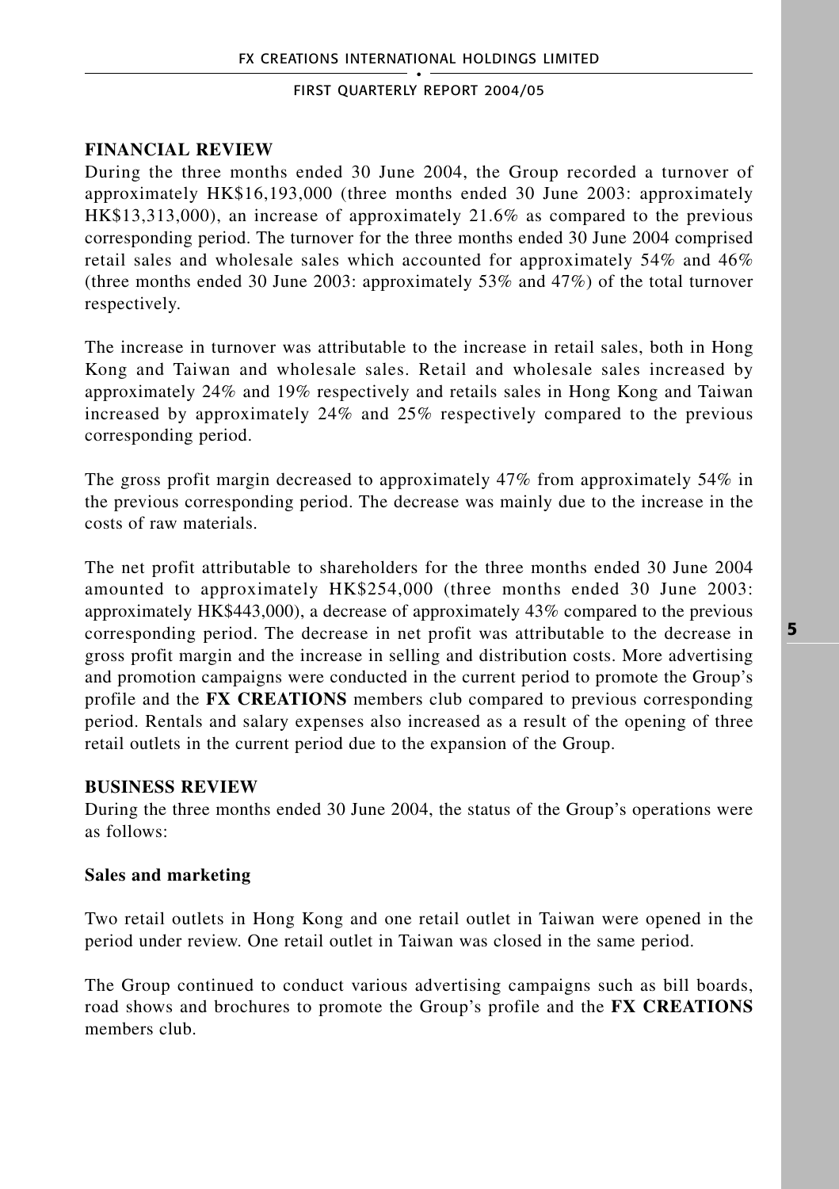## FINANCIAL REVIEW

During the three months ended 30 June 2004, the Group recorded a turnover of approximately HK$16,193,000 (three months ended 30 June 2003: approximately HK$13,313,000), an increase of approximately 21.6% as compared to the previous corresponding period. The turnover for the three months ended 30 June 2004 comprised retail sales and wholesale sales which accounted for approximately 54% and 46% (three months ended 30 June 2003: approximately 53% and 47%) of the total turnover respectively.

The increase in turnover was attributable to the increase in retail sales, both in Hong Kong and Taiwan and wholesale sales. Retail and wholesale sales increased by approximately 24% and 19% respectively and retails sales in Hong Kong and Taiwan increased by approximately 24% and 25% respectively compared to the previous corresponding period.

The gross profit margin decreased to approximately 47% from approximately 54% in the previous corresponding period. The decrease was mainly due to the increase in the costs of raw materials.

The net profit attributable to shareholders for the three months ended 30 June 2004 amounted to approximately HK$254,000 (three months ended 30 June 2003: approximately HK$443,000), a decrease of approximately 43% compared to the previous corresponding period. The decrease in net profit was attributable to the decrease in gross profit margin and the increase in selling and distribution costs. More advertising and promotion campaigns were conducted in the current period to promote the Group's profile and the **FX CREATIONS** members club compared to previous corresponding period. Rentals and salary expenses also increased as a result of the opening of three retail outlets in the current period due to the expansion of the Group.

## BUSINESS REVIEW

During the three months ended 30 June 2004, the status of the Group's operations were as follows:

### Sales and marketing

Two retail outlets in Hong Kong and one retail outlet in Taiwan were opened in the period under review. One retail outlet in Taiwan was closed in the same period.

The Group continued to conduct various advertising campaigns such as bill boards, road shows and brochures to promote the Group's profile and the **FX CREATIONS** members club.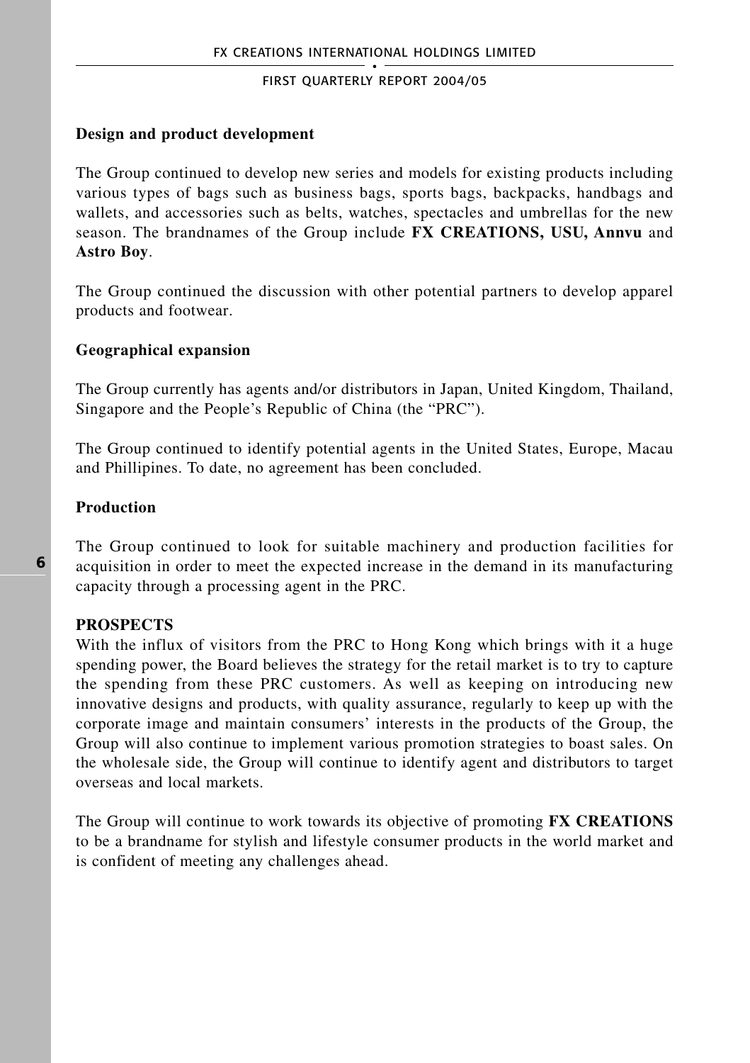### Design and product development

The Group continued to develop new series and models for existing products including various types of bags such as business bags, sports bags, backpacks, handbags and wallets, and accessories such as belts, watches, spectacles and umbrellas for the new season. The brandnames of the Group include **FX CREATIONS, USU, Annvu** and **Astro Boy**.

The Group continued the discussion with other potential partners to develop apparel products and footwear.

### Geographical expansion

The Group currently has agents and/or distributors in Japan, United Kingdom, Thailand, Singapore and the People's Republic of China (the "PRC").

The Group continued to identify potential agents in the United States, Europe, Macau and Phillipines. To date, no agreement has been concluded.

### Production

The Group continued to look for suitable machinery and production facilities for acquisition in order to meet the expected increase in the demand in its manufacturing capacity through a processing agent in the PRC.

## PROSPECTS

With the influx of visitors from the PRC to Hong Kong which brings with it a huge spending power, the Board believes the strategy for the retail market is to try to capture the spending from these PRC customers. As well as keeping on introducing new innovative designs and products, with quality assurance, regularly to keep up with the corporate image and maintain consumers' interests in the products of the Group, the Group will also continue to implement various promotion strategies to boast sales. On the wholesale side, the Group will continue to identify agent and distributors to target overseas and local markets.

The Group will continue to work towards its objective of promoting **FX CREATIONS** to be a brandname for stylish and lifestyle consumer products in the world market and is confident of meeting any challenges ahead.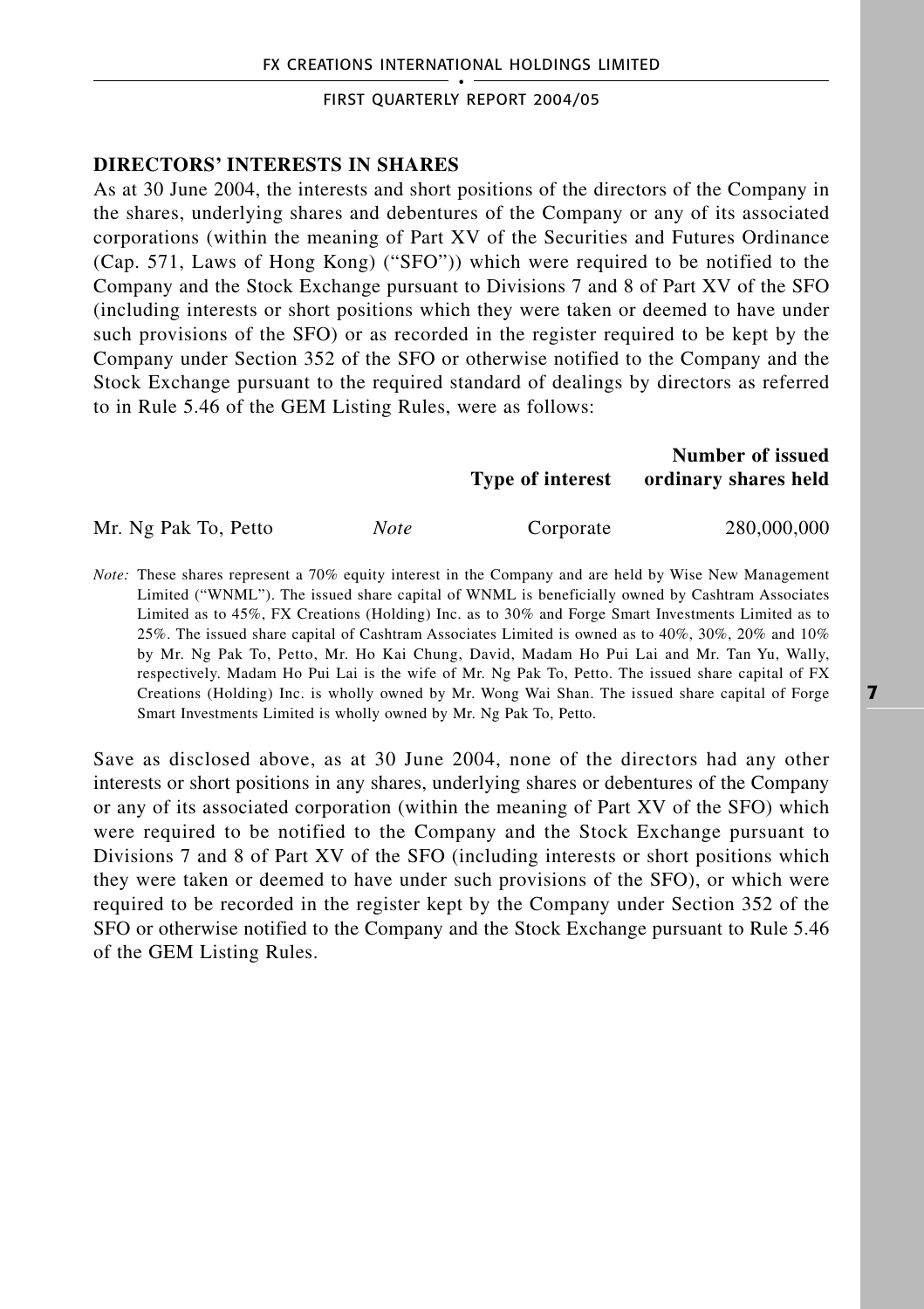## DIRECTORS' INTERESTS IN SHARES

As at 30 June 2004, the interests and short positions of the directors of the Company in the shares, underlying shares and debentures of the Company or any of its associated corporations (within the meaning of Part XV of the Securities and Futures Ordinance (Cap. 571, Laws of Hong Kong) ("SFO")) which were required to be notified to the Company and the Stock Exchange pursuant to Divisions 7 and 8 of Part XV of the SFO (including interests or short positions which they were taken or deemed to have under such provisions of the SFO) or as recorded in the register required to be kept by the Company under Section 352 of the SFO or otherwise notified to the Company and the Stock Exchange pursuant to the required standard of dealings by directors as referred to in Rule 5.46 of the GEM Listing Rules, were as follows:

| | | Type of interest | Number of issued ordinary shares held |
|---|---|---|---|
| Mr. Ng Pak To, Petto | *Note* | Corporate | 280,000,000 |

*Note:* These shares represent a 70% equity interest in the Company and are held by Wise New Management Limited ("WNML"). The issued share capital of WNML is beneficially owned by Cashtram Associates Limited as to 45%, FX Creations (Holding) Inc. as to 30% and Forge Smart Investments Limited as to 25%. The issued share capital of Cashtram Associates Limited is owned as to 40%, 30%, 20% and 10% by Mr. Ng Pak To, Petto, Mr. Ho Kai Chung, David, Madam Ho Pui Lai and Mr. Tan Yu, Wally, respectively. Madam Ho Pui Lai is the wife of Mr. Ng Pak To, Petto. The issued share capital of FX Creations (Holding) Inc. is wholly owned by Mr. Wong Wai Shan. The issued share capital of Forge Smart Investments Limited is wholly owned by Mr. Ng Pak To, Petto.

Save as disclosed above, as at 30 June 2004, none of the directors had any other interests or short positions in any shares, underlying shares or debentures of the Company or any of its associated corporation (within the meaning of Part XV of the SFO) which were required to be notified to the Company and the Stock Exchange pursuant to Divisions 7 and 8 of Part XV of the SFO (including interests or short positions which they were taken or deemed to have under such provisions of the SFO), or which were required to be recorded in the register kept by the Company under Section 352 of the SFO or otherwise notified to the Company and the Stock Exchange pursuant to Rule 5.46 of the GEM Listing Rules.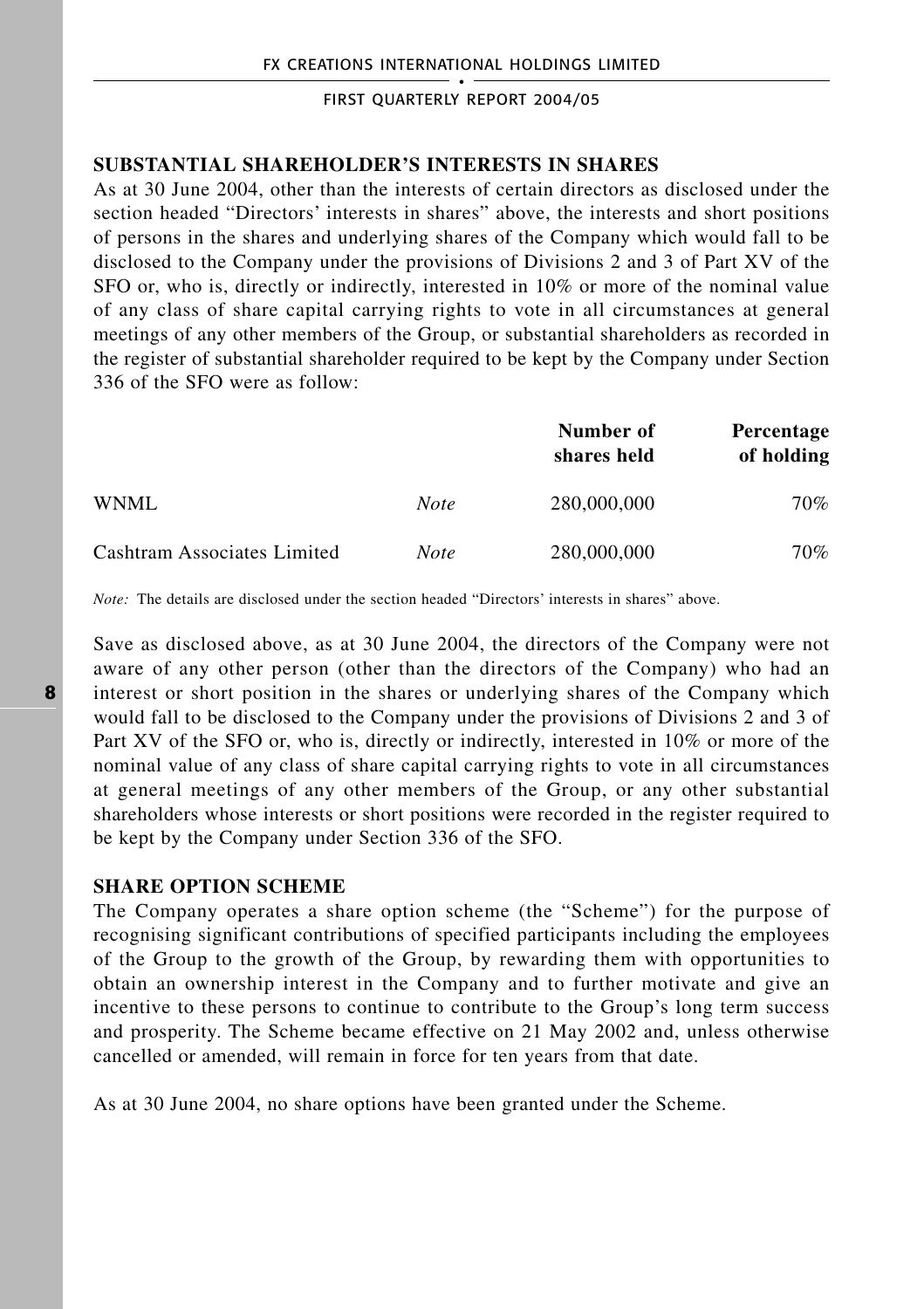## SUBSTANTIAL SHAREHOLDER'S INTERESTS IN SHARES

As at 30 June 2004, other than the interests of certain directors as disclosed under the section headed "Directors' interests in shares" above, the interests and short positions of persons in the shares and underlying shares of the Company which would fall to be disclosed to the Company under the provisions of Divisions 2 and 3 of Part XV of the SFO or, who is, directly or indirectly, interested in 10% or more of the nominal value of any class of share capital carrying rights to vote in all circumstances at general meetings of any other members of the Group, or substantial shareholders as recorded in the register of substantial shareholder required to be kept by the Company under Section 336 of the SFO were as follow:

| | | Number of shares held | Percentage of holding |
|---|---|---|---|
| WNML | *Note* | 280,000,000 | 70% |
| Cashtram Associates Limited | *Note* | 280,000,000 | 70% |

*Note:* The details are disclosed under the section headed "Directors' interests in shares" above.

Save as disclosed above, as at 30 June 2004, the directors of the Company were not aware of any other person (other than the directors of the Company) who had an interest or short position in the shares or underlying shares of the Company which would fall to be disclosed to the Company under the provisions of Divisions 2 and 3 of Part XV of the SFO or, who is, directly or indirectly, interested in 10% or more of the nominal value of any class of share capital carrying rights to vote in all circumstances at general meetings of any other members of the Group, or any other substantial shareholders whose interests or short positions were recorded in the register required to be kept by the Company under Section 336 of the SFO.

## SHARE OPTION SCHEME

The Company operates a share option scheme (the "Scheme") for the purpose of recognising significant contributions of specified participants including the employees of the Group to the growth of the Group, by rewarding them with opportunities to obtain an ownership interest in the Company and to further motivate and give an incentive to these persons to continue to contribute to the Group's long term success and prosperity. The Scheme became effective on 21 May 2002 and, unless otherwise cancelled or amended, will remain in force for ten years from that date.

As at 30 June 2004, no share options have been granted under the Scheme.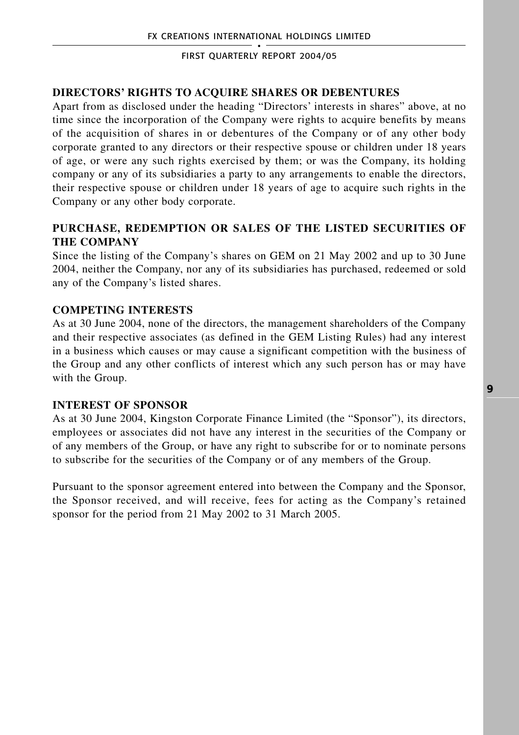## DIRECTORS' RIGHTS TO ACQUIRE SHARES OR DEBENTURES

Apart from as disclosed under the heading "Directors' interests in shares" above, at no time since the incorporation of the Company were rights to acquire benefits by means of the acquisition of shares in or debentures of the Company or of any other body corporate granted to any directors or their respective spouse or children under 18 years of age, or were any such rights exercised by them; or was the Company, its holding company or any of its subsidiaries a party to any arrangements to enable the directors, their respective spouse or children under 18 years of age to acquire such rights in the Company or any other body corporate.

## PURCHASE, REDEMPTION OR SALES OF THE LISTED SECURITIES OF THE COMPANY

Since the listing of the Company's shares on GEM on 21 May 2002 and up to 30 June 2004, neither the Company, nor any of its subsidiaries has purchased, redeemed or sold any of the Company's listed shares.

## COMPETING INTERESTS

As at 30 June 2004, none of the directors, the management shareholders of the Company and their respective associates (as defined in the GEM Listing Rules) had any interest in a business which causes or may cause a significant competition with the business of the Group and any other conflicts of interest which any such person has or may have with the Group.

## INTEREST OF SPONSOR

As at 30 June 2004, Kingston Corporate Finance Limited (the "Sponsor"), its directors, employees or associates did not have any interest in the securities of the Company or of any members of the Group, or have any right to subscribe for or to nominate persons to subscribe for the securities of the Company or of any members of the Group.

Pursuant to the sponsor agreement entered into between the Company and the Sponsor, the Sponsor received, and will receive, fees for acting as the Company's retained sponsor for the period from 21 May 2002 to 31 March 2005.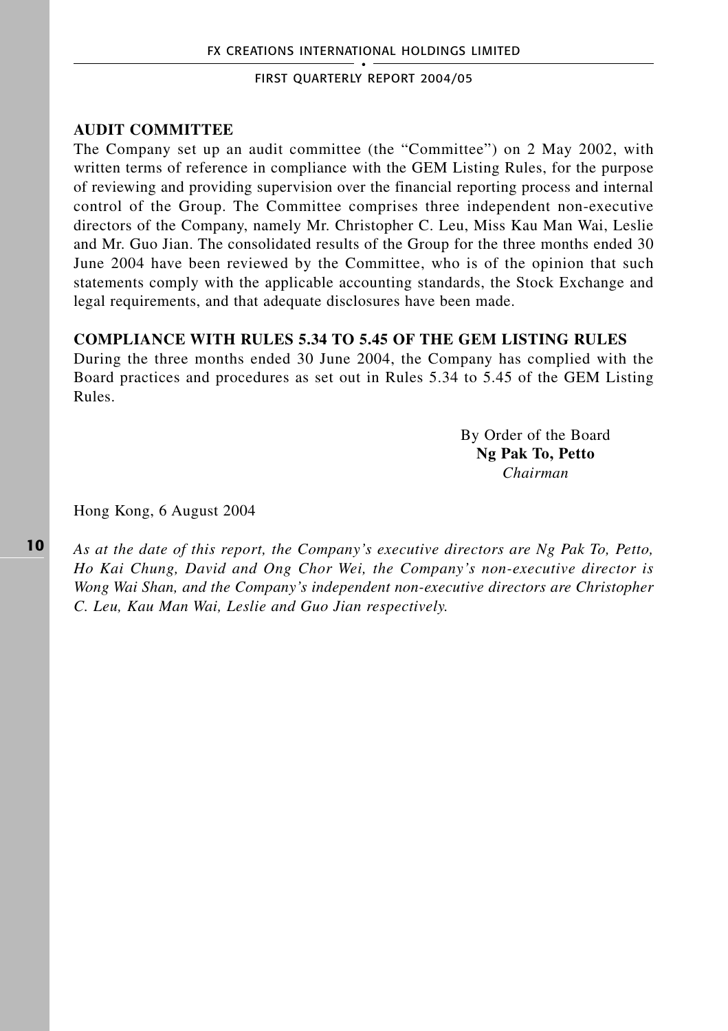## AUDIT COMMITTEE

The Company set up an audit committee (the "Committee") on 2 May 2002, with written terms of reference in compliance with the GEM Listing Rules, for the purpose of reviewing and providing supervision over the financial reporting process and internal control of the Group. The Committee comprises three independent non-executive directors of the Company, namely Mr. Christopher C. Leu, Miss Kau Man Wai, Leslie and Mr. Guo Jian. The consolidated results of the Group for the three months ended 30 June 2004 have been reviewed by the Committee, who is of the opinion that such statements comply with the applicable accounting standards, the Stock Exchange and legal requirements, and that adequate disclosures have been made.

## COMPLIANCE WITH RULES 5.34 TO 5.45 OF THE GEM LISTING RULES

During the three months ended 30 June 2004, the Company has complied with the Board practices and procedures as set out in Rules 5.34 to 5.45 of the GEM Listing Rules.

By Order of the Board
**Ng Pak To, Petto**
*Chairman*

Hong Kong, 6 August 2004

*As at the date of this report, the Company's executive directors are Ng Pak To, Petto, Ho Kai Chung, David and Ong Chor Wei, the Company's non-executive director is Wong Wai Shan, and the Company's independent non-executive directors are Christopher C. Leu, Kau Man Wai, Leslie and Guo Jian respectively.*